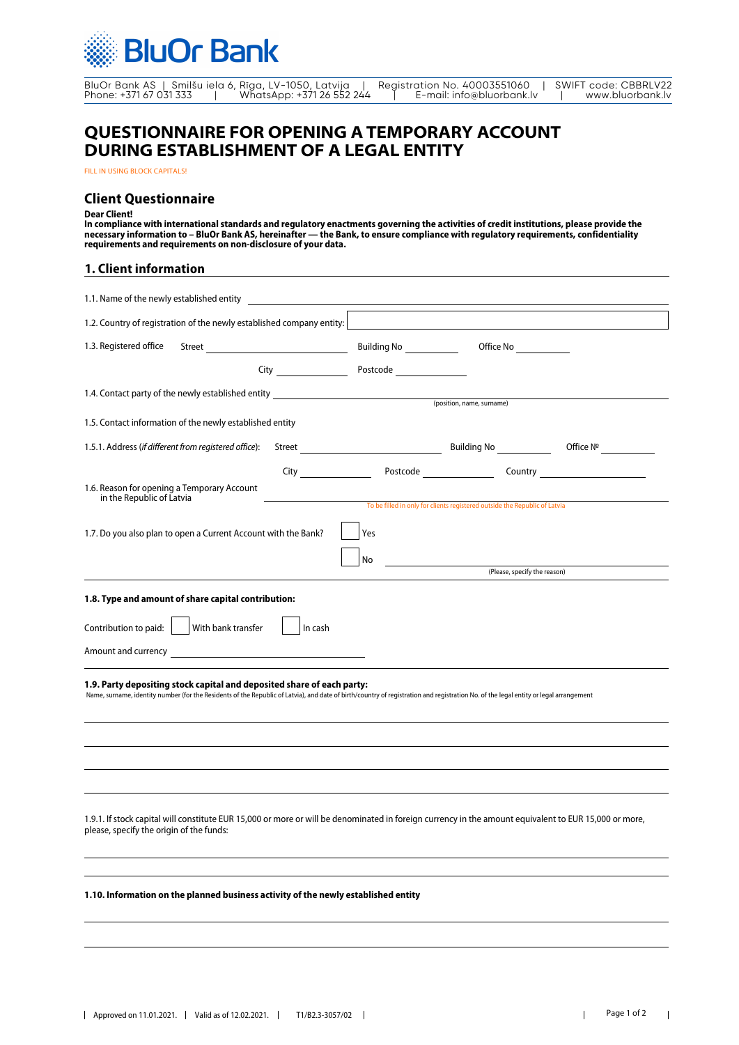# BluOr Bank

BluOr Bank AS | Smilšu iela 6, Rīga, LV-1050, Latvija | Registration No. 40003551060 | SWIFT code: CBBRLV22
Phone: +371 67 031 333 | WhatsApp: +371 26 552 244 | E-mail: info@bluorbank.lv | www.bluorbank.lv

# QUESTIONNAIRE FOR OPENING A TEMPORARY ACCOUNT DURING ESTABLISHMENT OF A LEGAL ENTITY

FILL IN USING BLOCK CAPITALS!

## Client Questionnaire

**Dear Client!**
**In compliance with international standards and regulatory enactments governing the activities of credit institutions, please provide the necessary information to – BluOr Bank AS, hereinafter — the Bank, to ensure compliance with regulatory requirements, confidentiality requirements and requirements on non-disclosure of your data.**

## 1. Client information

1.1. Name of the newly established entity ______________________

1.2. Country of registration of the newly established company entity: ______________________

1.3. Registered office Street ____________ Building No ______ Office No ______

City ______ Postcode ______

1.4. Contact party of the newly established entity ______________________
(position, name, surname)

1.5. Contact information of the newly established entity

1.5.1. Address (*if different from registered office*): Street ____________ Building No ______ Office № ______

City ______ Postcode ______ Country ______

1.6. Reason for opening a Temporary Account in the Republic of Latvia ______________________
To be filled in only for clients registered outside the Republic of Latvia

1.7. Do you also plan to open a Current Account with the Bank?

☐ Yes

☐ No ______________________
(Please, specify the reason)

**1.8. Type and amount of share capital contribution:**

Contribution to paid: ☐ With bank transfer ☐ In cash

Amount and currency ______________________

**1.9. Party depositing stock capital and deposited share of each party:**
Name, surname, identity number (for the Residents of the Republic of Latvia), and date of birth/country of registration and registration No. of the legal entity or legal arrangement

______________________

______________________

______________________

______________________

1.9.1. If stock capital will constitute EUR 15,000 or more or will be denominated in foreign currency in the amount equivalent to EUR 15,000 or more, please, specify the origin of the funds:

______________________

______________________

**1.10. Information on the planned business activity of the newly established entity**

______________________

______________________

Approved on 11.01.2021. | Valid as of 12.02.2021. | T1/B2.3-3057/02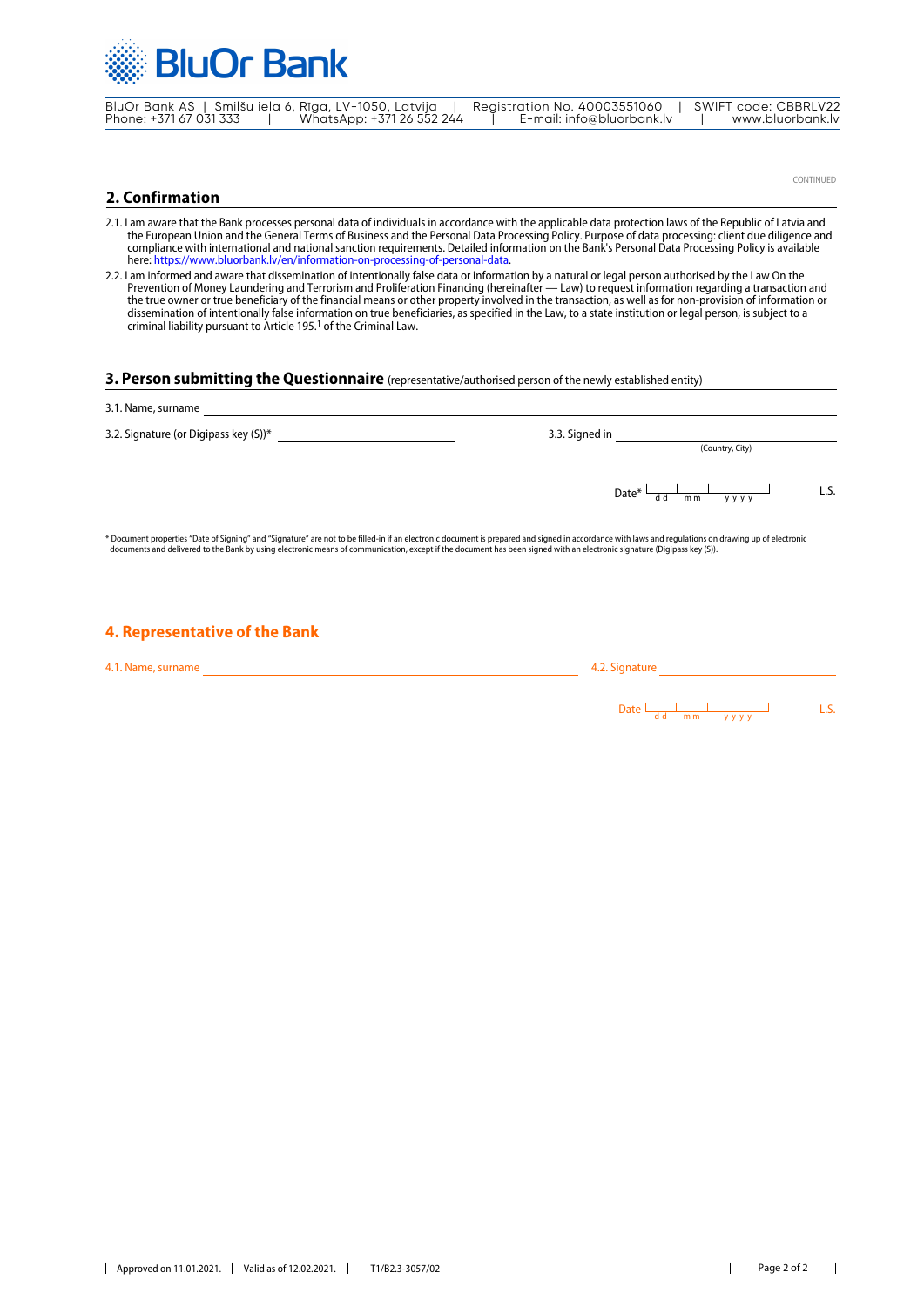CONTINUED

## 2. Confirmation

2.1. I am aware that the Bank processes personal data of individuals in accordance with the applicable data protection laws of the Republic of Latvia and the European Union and the General Terms of Business and the Personal Data Processing Policy. Purpose of data processing: client due diligence and compliance with international and national sanction requirements. Detailed information on the Bank's Personal Data Processing Policy is available here: https://www.bluorbank.lv/en/information-on-processing-of-personal-data.

2.2. I am informed and aware that dissemination of intentionally false data or information by a natural or legal person authorised by the Law On the Prevention of Money Laundering and Terrorism and Proliferation Financing (hereinafter — Law) to request information regarding a transaction and the true owner or true beneficiary of the financial means or other property involved in the transaction, as well as for non-provision of information or dissemination of intentionally false information on true beneficiaries, as specified in the Law, to a state institution or legal person, is subject to a criminal liability pursuant to Article 195.[1] of the Criminal Law.

## 3. Person submitting the Questionnaire (representative/authorised person of the newly established entity)

3.1. Name, surname ______________________________

3.2. Signature (or Digipass key (S))* ______________________________

3.3. Signed in ______________________________ (Country, City)

Date* dd | mm | yyyy

L.S.

\* Document properties "Date of Signing" and "Signature" are not to be filled-in if an electronic document is prepared and signed in accordance with laws and regulations on drawing up of electronic documents and delivered to the Bank by using electronic means of communication, except if the document has been signed with an electronic signature (Digipass key (S)).

## 4. Representative of the Bank

4.1. Name, surname ______________________________

4.2. Signature ______________________________

Date dd | mm | yyyy

L.S.

Approved on 11.01.2021. | Valid as of 12.02.2021. | T1/B2.3-3057/02